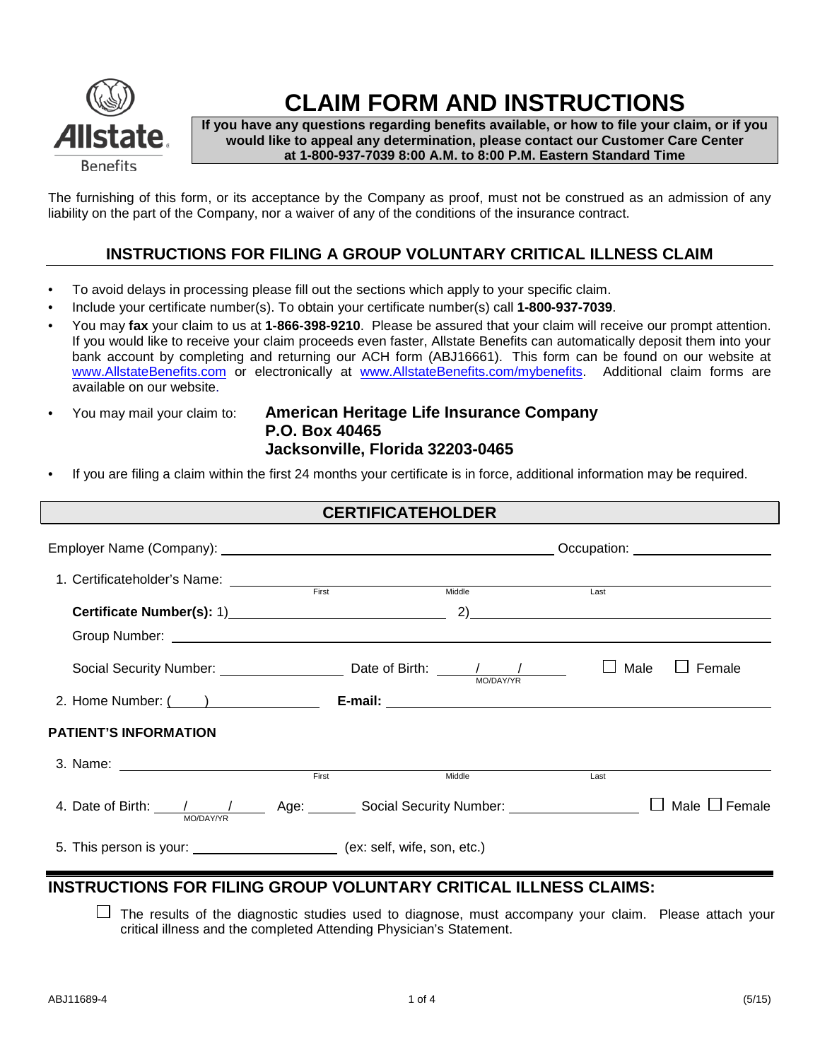# CLAIM FORM AND INSTRUCTIONS

**If you have any questions regarding benefits available, or how to file your claim, or if you would like to appeal any determination, please contact our Customer Care Center at 1-800-937-7039 8:00 A.M. to 8:00 P.M. Eastern Standard Time**

The furnishing of this form, or its acceptance by the Company as proof, must not be construed as an admission of any liability on the part of the Company, nor a waiver of any of the conditions of the insurance contract.

## INSTRUCTIONS FOR FILING A GROUP VOLUNTARY CRITICAL ILLNESS CLAIM

- To avoid delays in processing please fill out the sections which apply to your specific claim.
- Include your certificate number(s). To obtain your certificate number(s) call **1-800-937-7039**.
- You may **fax** your claim to us at **1-866-398-9210**. Please be assured that your claim will receive our prompt attention. If you would like to receive your claim proceeds even faster, Allstate Benefits can automatically deposit them into your bank account by completing and returning our ACH form (ABJ16661). This form can be found on our website at www.AllstateBenefits.com or electronically at www.AllstateBenefits.com/mybenefits. Additional claim forms are available on our website.
- You may mail your claim to: **American Heritage Life Insurance Company**
  **P.O. Box 40465**
  **Jacksonville, Florida 32203-0465**
- If you are filing a claim within the first 24 months your certificate is in force, additional information may be required.

## CERTIFICATEHOLDER

Employer Name (Company): ______________________ Occupation: ______________

1. Certificateholder's Name: ______________ (First) ______________ (Middle) ______________ (Last)

**Certificate Number(s):** 1) ______________ 2) ______________

Group Number: ______________

Social Security Number: ______________ Date of Birth: ____/____/____ (MO/DAY/YR) ☐ Male ☐ Female

2. Home Number: (____) ______________ **E-mail:** ______________

**PATIENT'S INFORMATION**

3. Name: ______________ (First) ______________ (Middle) ______________ (Last)

4. Date of Birth: ____/____/____ (MO/DAY/YR) Age: ______ Social Security Number: ______________ ☐ Male ☐ Female

5. This person is your: ______________ (ex: self, wife, son, etc.)

## INSTRUCTIONS FOR FILING GROUP VOLUNTARY CRITICAL ILLNESS CLAIMS:

☐ The results of the diagnostic studies used to diagnose, must accompany your claim. Please attach your critical illness and the completed Attending Physician's Statement.

ABJ11689-4 (5/15)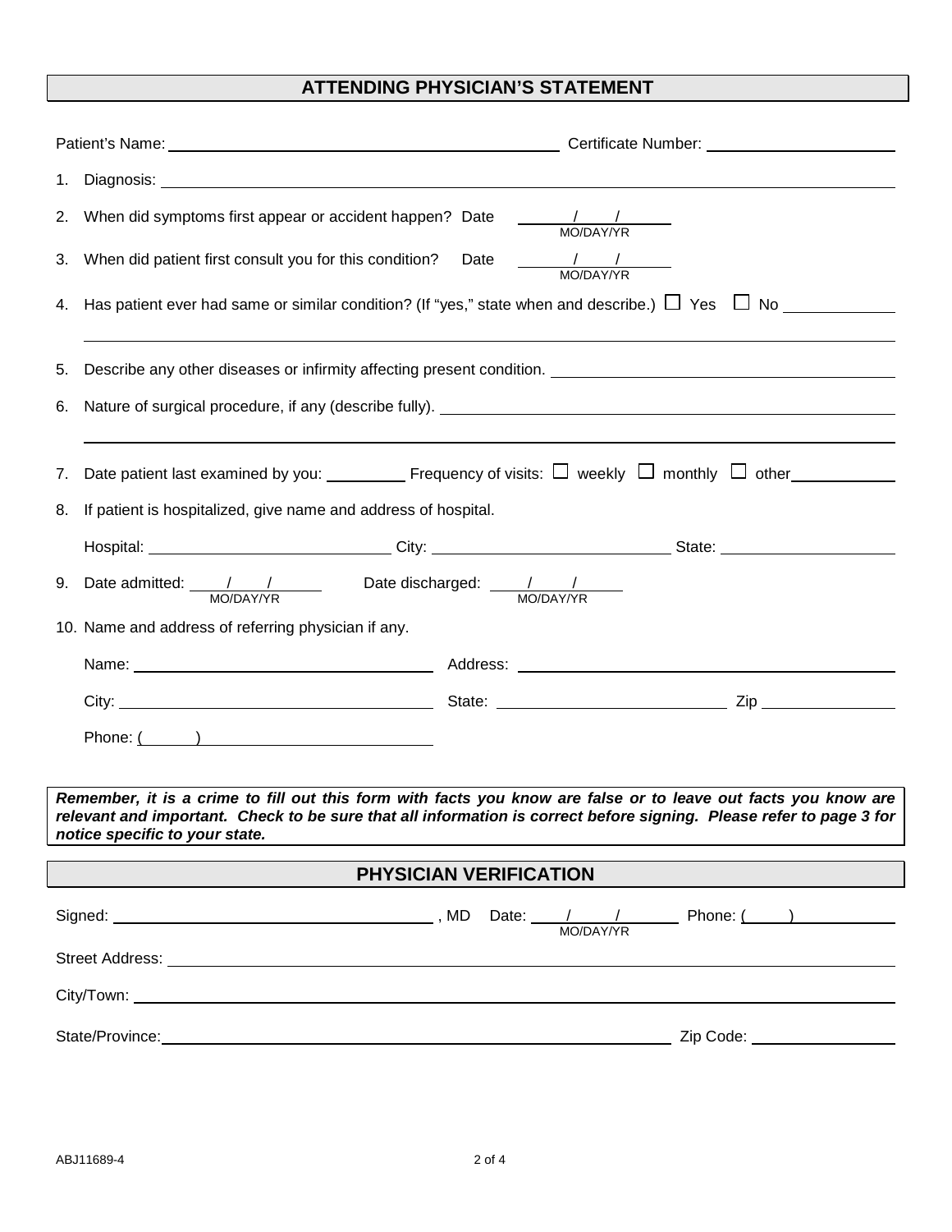## ATTENDING PHYSICIAN'S STATEMENT

Patient's Name: ______________________________ Certificate Number: ____________________

1. Diagnosis: ______________________________

2. When did symptoms first appear or accident happen? Date ____/____/____ MO/DAY/YR

3. When did patient first consult you for this condition? Date ____/____/____ MO/DAY/YR

4. Has patient ever had same or similar condition? (If "yes," state when and describe.) ☐ Yes ☐ No ____________

   ______________________________

5. Describe any other diseases or infirmity affecting present condition. ______________________________

6. Nature of surgical procedure, if any (describe fully). ______________________________

   ______________________________

7. Date patient last examined by you: __________ Frequency of visits: ☐ weekly ☐ monthly ☐ other ____________

8. If patient is hospitalized, give name and address of hospital.

   Hospital: ____________________ City: ____________________ State: ____________________

9. Date admitted: ____/____/____ MO/DAY/YR Date discharged: ____/____/____ MO/DAY/YR

10. Name and address of referring physician if any.

    Name: ____________________ Address: ____________________

    City: ____________________ State: ____________________ Zip ____________

    Phone: (      ) ____________________

***Remember, it is a crime to fill out this form with facts you know are false or to leave out facts you know are relevant and important. Check to be sure that all information is correct before signing. Please refer to page 3 for notice specific to your state.***

## PHYSICIAN VERIFICATION

Signed: ______________________________, MD Date: ____/____/____ MO/DAY/YR Phone: (     ) ____________

Street Address: ______________________________

City/Town: ______________________________

State/Province: ______________________________ Zip Code: ____________

ABJ11689-4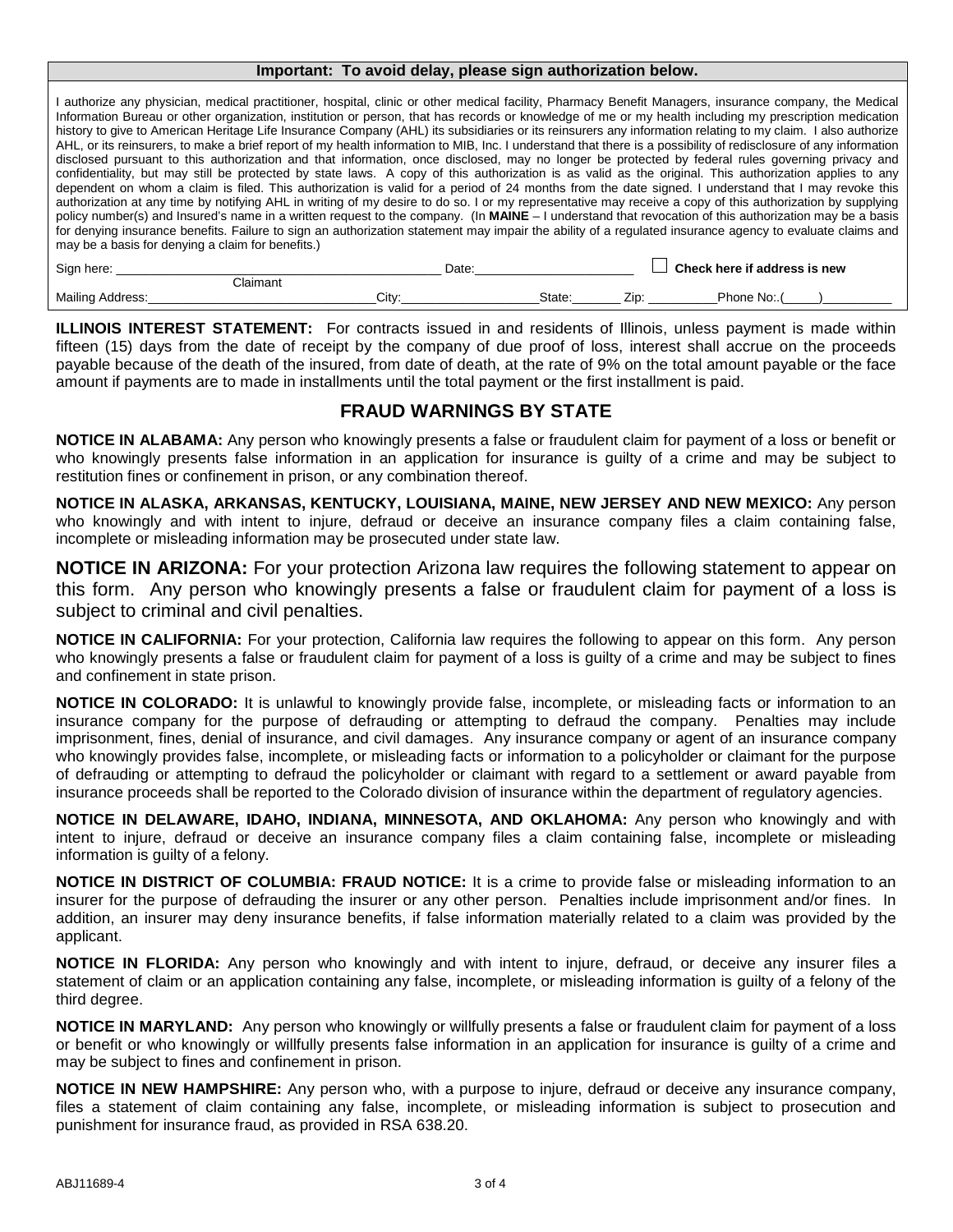**Important: To avoid delay, please sign authorization below.**

I authorize any physician, medical practitioner, hospital, clinic or other medical facility, Pharmacy Benefit Managers, insurance company, the Medical Information Bureau or other organization, institution or person, that has records or knowledge of me or my health including my prescription medication history to give to American Heritage Life Insurance Company (AHL) its subsidiaries or its reinsurers any information relating to my claim. I also authorize AHL, or its reinsurers, to make a brief report of my health information to MIB, Inc. I understand that there is a possibility of redisclosure of any information disclosed pursuant to this authorization and that information, once disclosed, may no longer be protected by federal rules governing privacy and confidentiality, but may still be protected by state laws. A copy of this authorization is as valid as the original. This authorization applies to any dependent on whom a claim is filed. This authorization is valid for a period of 24 months from the date signed. I understand that I may revoke this authorization at any time by notifying AHL in writing of my desire to do so. I or my representative may receive a copy of this authorization by supplying policy number(s) and Insured's name in a written request to the company. (In **MAINE** – I understand that revocation of this authorization may be a basis for denying insurance benefits. Failure to sign an authorization statement may impair the ability of a regulated insurance agency to evaluate claims and may be a basis for denying a claim for benefits.)

Sign here: ______________________________ Date: ____________________ ☐ **Check here if address is new**
Claimant

Mailing Address: ____________________ City: ____________________ State: ________ Zip: __________ Phone No:.(_____)__________

**ILLINOIS INTEREST STATEMENT:** For contracts issued in and residents of Illinois, unless payment is made within fifteen (15) days from the date of receipt by the company of due proof of loss, interest shall accrue on the proceeds payable because of the death of the insured, from date of death, at the rate of 9% on the total amount payable or the face amount if payments are to made in installments until the total payment or the first installment is paid.

## FRAUD WARNINGS BY STATE

**NOTICE IN ALABAMA:** Any person who knowingly presents a false or fraudulent claim for payment of a loss or benefit or who knowingly presents false information in an application for insurance is guilty of a crime and may be subject to restitution fines or confinement in prison, or any combination thereof.

**NOTICE IN ALASKA, ARKANSAS, KENTUCKY, LOUISIANA, MAINE, NEW JERSEY AND NEW MEXICO:** Any person who knowingly and with intent to injure, defraud or deceive an insurance company files a claim containing false, incomplete or misleading information may be prosecuted under state law.

**NOTICE IN ARIZONA:** For your protection Arizona law requires the following statement to appear on this form. Any person who knowingly presents a false or fraudulent claim for payment of a loss is subject to criminal and civil penalties.

**NOTICE IN CALIFORNIA:** For your protection, California law requires the following to appear on this form. Any person who knowingly presents a false or fraudulent claim for payment of a loss is guilty of a crime and may be subject to fines and confinement in state prison.

**NOTICE IN COLORADO:** It is unlawful to knowingly provide false, incomplete, or misleading facts or information to an insurance company for the purpose of defrauding or attempting to defraud the company. Penalties may include imprisonment, fines, denial of insurance, and civil damages. Any insurance company or agent of an insurance company who knowingly provides false, incomplete, or misleading facts or information to a policyholder or claimant for the purpose of defrauding or attempting to defraud the policyholder or claimant with regard to a settlement or award payable from insurance proceeds shall be reported to the Colorado division of insurance within the department of regulatory agencies.

**NOTICE IN DELAWARE, IDAHO, INDIANA, MINNESOTA, AND OKLAHOMA:** Any person who knowingly and with intent to injure, defraud or deceive an insurance company files a claim containing false, incomplete or misleading information is guilty of a felony.

**NOTICE IN DISTRICT OF COLUMBIA: FRAUD NOTICE:** It is a crime to provide false or misleading information to an insurer for the purpose of defrauding the insurer or any other person. Penalties include imprisonment and/or fines. In addition, an insurer may deny insurance benefits, if false information materially related to a claim was provided by the applicant.

**NOTICE IN FLORIDA:** Any person who knowingly and with intent to injure, defraud, or deceive any insurer files a statement of claim or an application containing any false, incomplete, or misleading information is guilty of a felony of the third degree.

**NOTICE IN MARYLAND:** Any person who knowingly or willfully presents a false or fraudulent claim for payment of a loss or benefit or who knowingly or willfully presents false information in an application for insurance is guilty of a crime and may be subject to fines and confinement in prison.

**NOTICE IN NEW HAMPSHIRE:** Any person who, with a purpose to injure, defraud or deceive any insurance company, files a statement of claim containing any false, incomplete, or misleading information is subject to prosecution and punishment for insurance fraud, as provided in RSA 638.20.

ABJ11689-4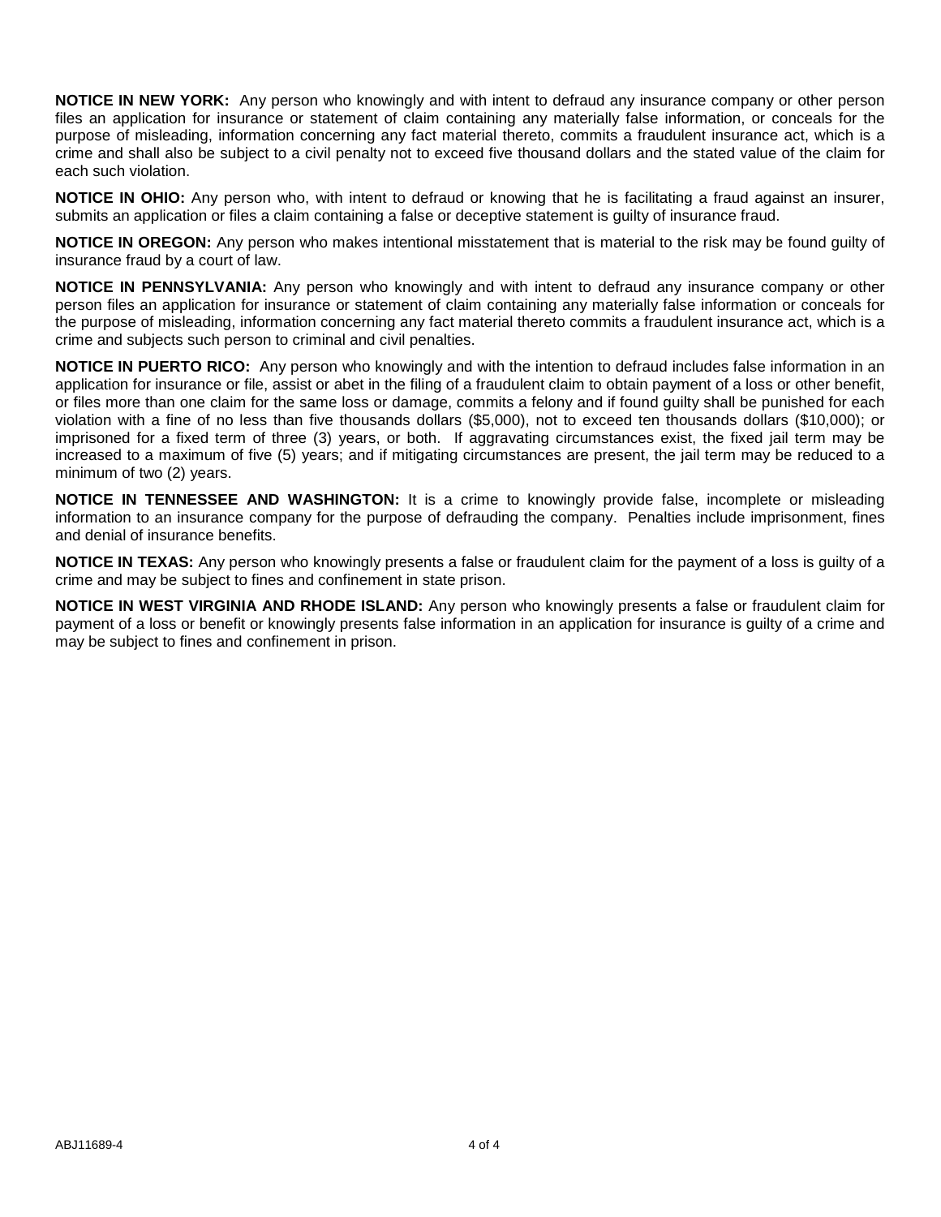**NOTICE IN NEW YORK:** Any person who knowingly and with intent to defraud any insurance company or other person files an application for insurance or statement of claim containing any materially false information, or conceals for the purpose of misleading, information concerning any fact material thereto, commits a fraudulent insurance act, which is a crime and shall also be subject to a civil penalty not to exceed five thousand dollars and the stated value of the claim for each such violation.

**NOTICE IN OHIO:** Any person who, with intent to defraud or knowing that he is facilitating a fraud against an insurer, submits an application or files a claim containing a false or deceptive statement is guilty of insurance fraud.

**NOTICE IN OREGON:** Any person who makes intentional misstatement that is material to the risk may be found guilty of insurance fraud by a court of law.

**NOTICE IN PENNSYLVANIA:** Any person who knowingly and with intent to defraud any insurance company or other person files an application for insurance or statement of claim containing any materially false information or conceals for the purpose of misleading, information concerning any fact material thereto commits a fraudulent insurance act, which is a crime and subjects such person to criminal and civil penalties.

**NOTICE IN PUERTO RICO:** Any person who knowingly and with the intention to defraud includes false information in an application for insurance or file, assist or abet in the filing of a fraudulent claim to obtain payment of a loss or other benefit, or files more than one claim for the same loss or damage, commits a felony and if found guilty shall be punished for each violation with a fine of no less than five thousands dollars ($5,000), not to exceed ten thousands dollars ($10,000); or imprisoned for a fixed term of three (3) years, or both. If aggravating circumstances exist, the fixed jail term may be increased to a maximum of five (5) years; and if mitigating circumstances are present, the jail term may be reduced to a minimum of two (2) years.

**NOTICE IN TENNESSEE AND WASHINGTON:** It is a crime to knowingly provide false, incomplete or misleading information to an insurance company for the purpose of defrauding the company. Penalties include imprisonment, fines and denial of insurance benefits.

**NOTICE IN TEXAS:** Any person who knowingly presents a false or fraudulent claim for the payment of a loss is guilty of a crime and may be subject to fines and confinement in state prison.

**NOTICE IN WEST VIRGINIA AND RHODE ISLAND:** Any person who knowingly presents a false or fraudulent claim for payment of a loss or benefit or knowingly presents false information in an application for insurance is guilty of a crime and may be subject to fines and confinement in prison.

ABJ11689-4